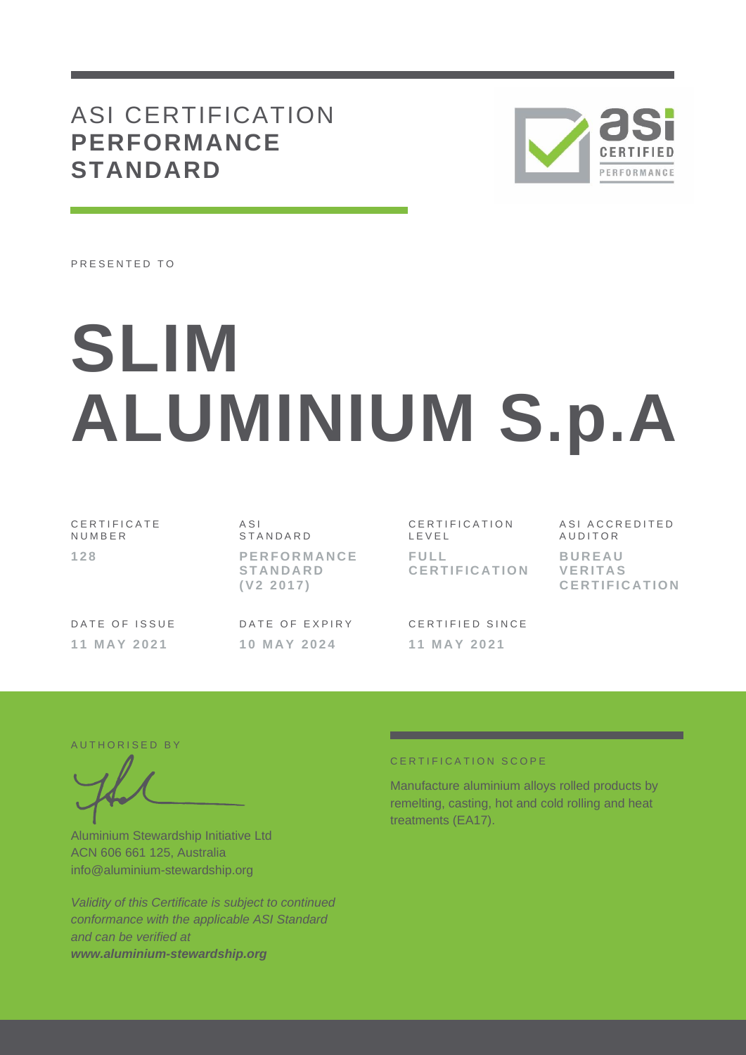# ASI CERTIFICATION **PERFORMANCE STANDARD**

PRESENTED TO

# SLIM ALUMINIUM S.p.A

| CERTIFICATE NUMBER | ASI STANDARD | CERTIFICATION LEVEL | ASI ACCREDITED AUDITOR |
|---|---|---|---|
| **128** | **PERFORMANCE STANDARD (V2 2017)** | **FULL CERTIFICATION** | **BUREAU VERITAS CERTIFICATION** |

| DATE OF ISSUE | DATE OF EXPIRY | CERTIFIED SINCE |
|---|---|---|
| **11 MAY 2021** | **10 MAY 2024** | **11 MAY 2021** |

AUTHORISED BY

Aluminium Stewardship Initiative Ltd
ACN 606 661 125, Australia
info@aluminium-stewardship.org

*Validity of this Certificate is subject to continued conformance with the applicable ASI Standard and can be verified at* ***www.aluminium-stewardship.org***

CERTIFICATION SCOPE

Manufacture aluminium alloys rolled products by remelting, casting, hot and cold rolling and heat treatments (EA17).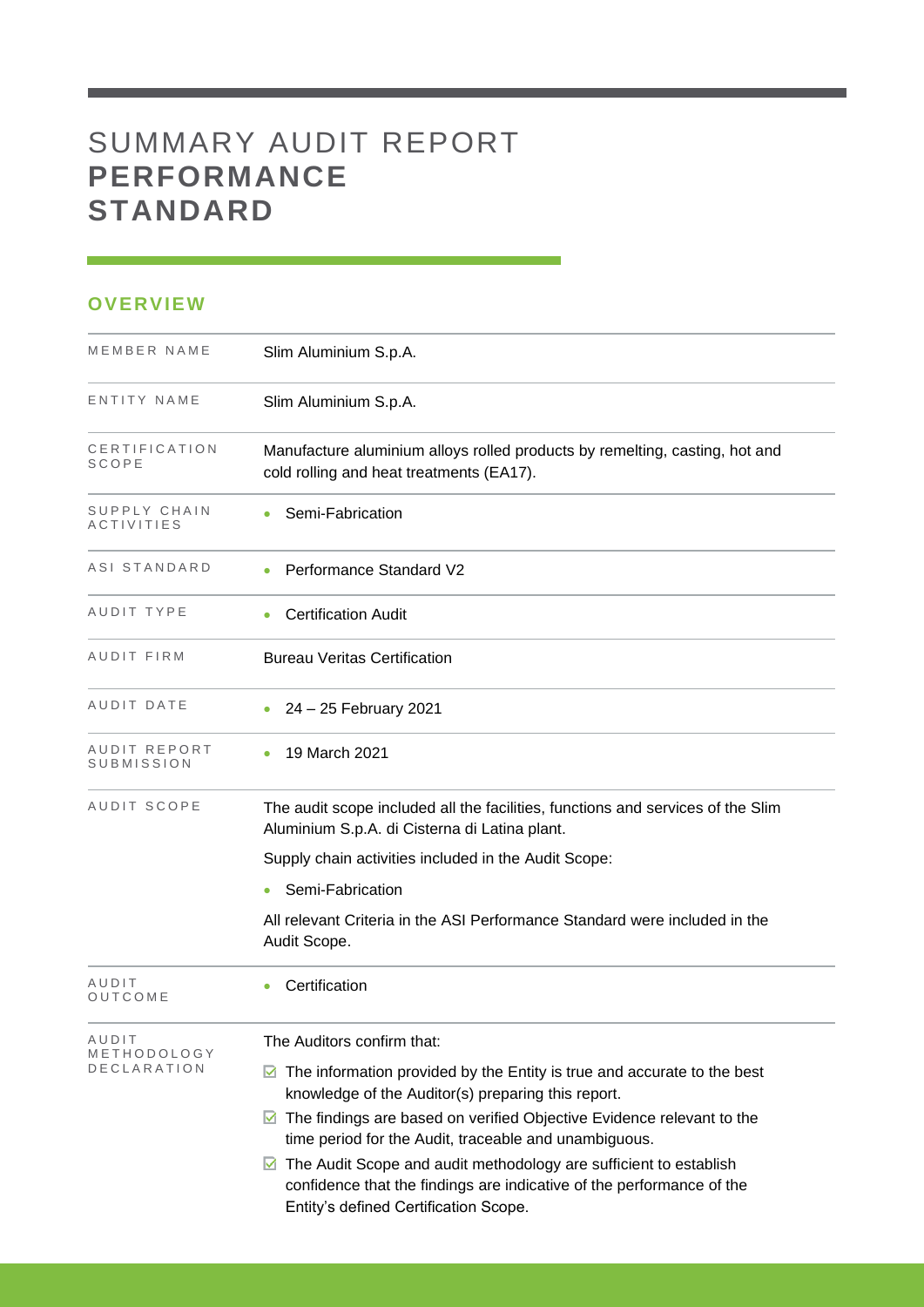# SUMMARY AUDIT REPORT **PERFORMANCE STANDARD**

## OVERVIEW

| | |
|---|---|
| MEMBER NAME | Slim Aluminium S.p.A. |
| ENTITY NAME | Slim Aluminium S.p.A. |
| CERTIFICATION SCOPE | Manufacture aluminium alloys rolled products by remelting, casting, hot and cold rolling and heat treatments (EA17). |
| SUPPLY CHAIN ACTIVITIES | • Semi-Fabrication |
| ASI STANDARD | • Performance Standard V2 |
| AUDIT TYPE | • Certification Audit |
| AUDIT FIRM | Bureau Veritas Certification |
| AUDIT DATE | • 24 – 25 February 2021 |
| AUDIT REPORT SUBMISSION | • 19 March 2021 |
| AUDIT SCOPE | The audit scope included all the facilities, functions and services of the Slim Aluminium S.p.A. di Cisterna di Latina plant.<br><br>Supply chain activities included in the Audit Scope:<br><br>• Semi-Fabrication<br><br>All relevant Criteria in the ASI Performance Standard were included in the Audit Scope. |
| AUDIT OUTCOME | • Certification |
| AUDIT METHODOLOGY DECLARATION | The Auditors confirm that:<br><br>☑ The information provided by the Entity is true and accurate to the best knowledge of the Auditor(s) preparing this report.<br><br>☑ The findings are based on verified Objective Evidence relevant to the time period for the Audit, traceable and unambiguous.<br><br>☑ The Audit Scope and audit methodology are sufficient to establish confidence that the findings are indicative of the performance of the Entity's defined Certification Scope. |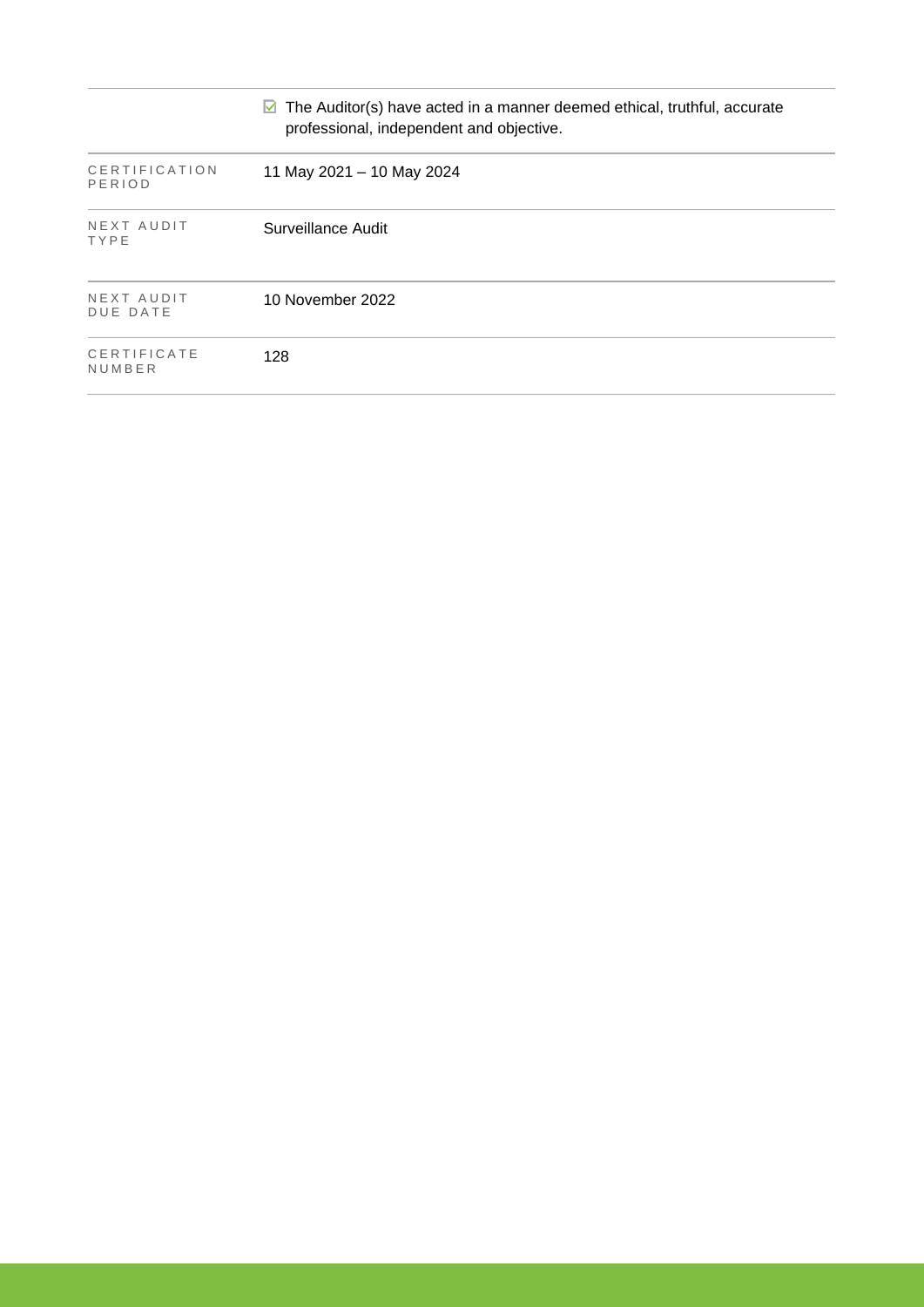| | |
|---|---|
| | ☑ The Auditor(s) have acted in a manner deemed ethical, truthful, accurate professional, independent and objective. |
| CERTIFICATION PERIOD | 11 May 2021 – 10 May 2024 |
| NEXT AUDIT TYPE | Surveillance Audit |
| NEXT AUDIT DUE DATE | 10 November 2022 |
| CERTIFICATE NUMBER | 128 |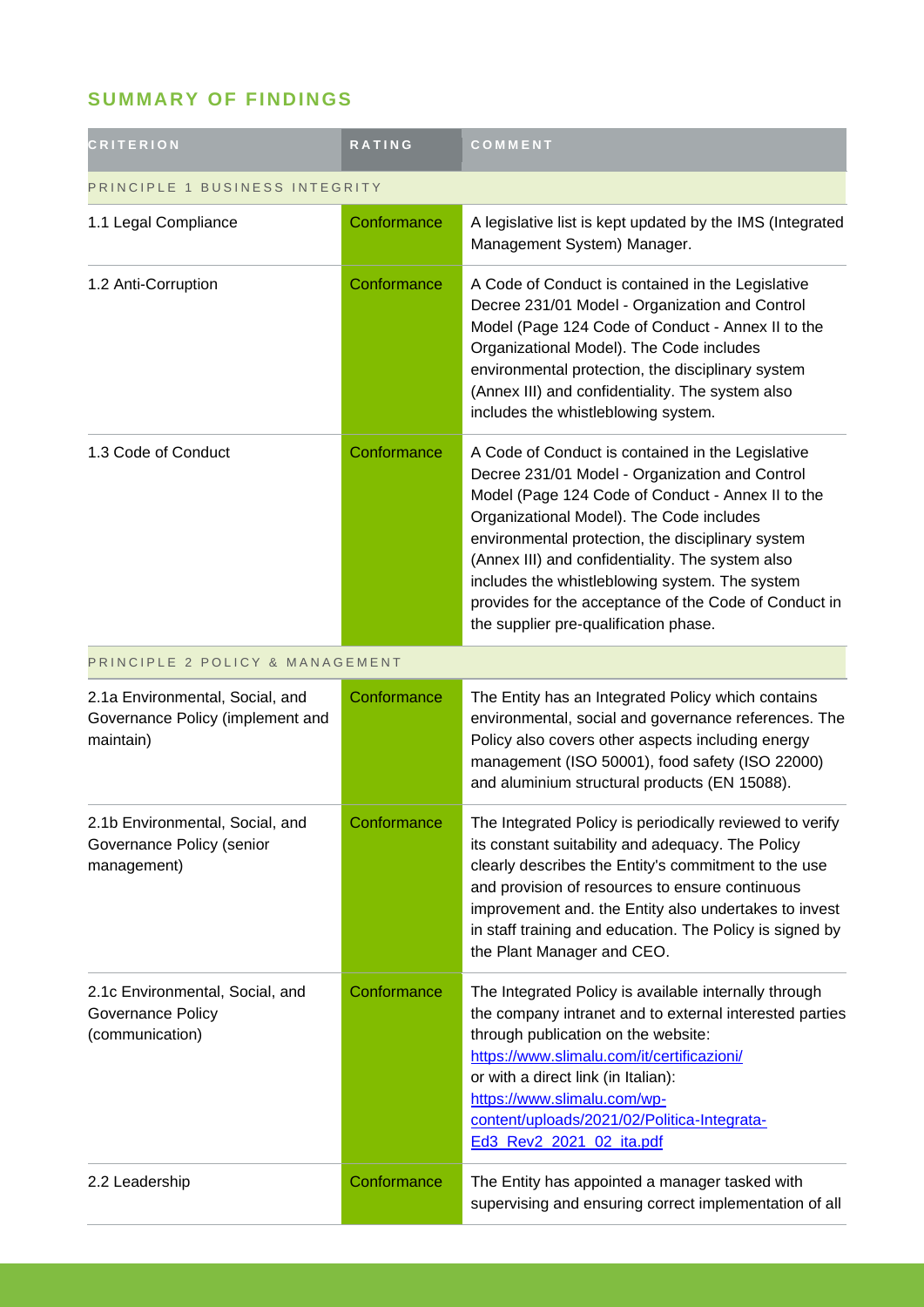## SUMMARY OF FINDINGS

| CRITERION | RATING | COMMENT |
|---|---|---|
| PRINCIPLE 1 BUSINESS INTEGRITY | | |
| 1.1 Legal Compliance | Conformance | A legislative list is kept updated by the IMS (Integrated Management System) Manager. |
| 1.2 Anti-Corruption | Conformance | A Code of Conduct is contained in the Legislative Decree 231/01 Model - Organization and Control Model (Page 124 Code of Conduct - Annex II to the Organizational Model). The Code includes environmental protection, the disciplinary system (Annex III) and confidentiality. The system also includes the whistleblowing system. |
| 1.3 Code of Conduct | Conformance | A Code of Conduct is contained in the Legislative Decree 231/01 Model - Organization and Control Model (Page 124 Code of Conduct - Annex II to the Organizational Model). The Code includes environmental protection, the disciplinary system (Annex III) and confidentiality. The system also includes the whistleblowing system. The system provides for the acceptance of the Code of Conduct in the supplier pre-qualification phase. |
| PRINCIPLE 2 POLICY & MANAGEMENT | | |
| 2.1a Environmental, Social, and Governance Policy (implement and maintain) | Conformance | The Entity has an Integrated Policy which contains environmental, social and governance references. The Policy also covers other aspects including energy management (ISO 50001), food safety (ISO 22000) and aluminium structural products (EN 15088). |
| 2.1b Environmental, Social, and Governance Policy (senior management) | Conformance | The Integrated Policy is periodically reviewed to verify its constant suitability and adequacy. The Policy clearly describes the Entity's commitment to the use and provision of resources to ensure continuous improvement and. the Entity also undertakes to invest in staff training and education. The Policy is signed by the Plant Manager and CEO. |
| 2.1c Environmental, Social, and Governance Policy (communication) | Conformance | The Integrated Policy is available internally through the company intranet and to external interested parties through publication on the website: https://www.slimalu.com/it/certificazioni/ or with a direct link (in Italian): https://www.slimalu.com/wp-content/uploads/2021/02/Politica-Integrata-Ed3_Rev2_2021_02_ita.pdf |
| 2.2 Leadership | Conformance | The Entity has appointed a manager tasked with supervising and ensuring correct implementation of all |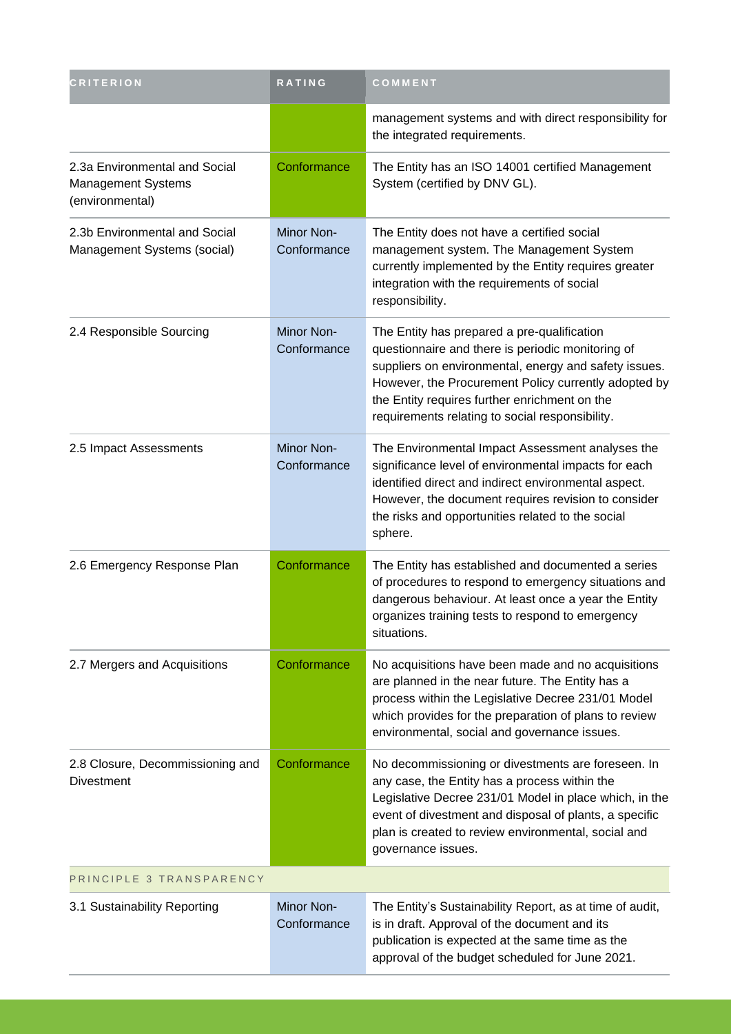| CRITERION | RATING | COMMENT |
|---|---|---|
| | | management systems and with direct responsibility for the integrated requirements. |
| 2.3a Environmental and Social Management Systems (environmental) | Conformance | The Entity has an ISO 14001 certified Management System (certified by DNV GL). |
| 2.3b Environmental and Social Management Systems (social) | Minor Non-Conformance | The Entity does not have a certified social management system. The Management System currently implemented by the Entity requires greater integration with the requirements of social responsibility. |
| 2.4 Responsible Sourcing | Minor Non-Conformance | The Entity has prepared a pre-qualification questionnaire and there is periodic monitoring of suppliers on environmental, energy and safety issues. However, the Procurement Policy currently adopted by the Entity requires further enrichment on the requirements relating to social responsibility. |
| 2.5 Impact Assessments | Minor Non-Conformance | The Environmental Impact Assessment analyses the significance level of environmental impacts for each identified direct and indirect environmental aspect. However, the document requires revision to consider the risks and opportunities related to the social sphere. |
| 2.6 Emergency Response Plan | Conformance | The Entity has established and documented a series of procedures to respond to emergency situations and dangerous behaviour. At least once a year the Entity organizes training tests to respond to emergency situations. |
| 2.7 Mergers and Acquisitions | Conformance | No acquisitions have been made and no acquisitions are planned in the near future. The Entity has a process within the Legislative Decree 231/01 Model which provides for the preparation of plans to review environmental, social and governance issues. |
| 2.8 Closure, Decommissioning and Divestment | Conformance | No decommissioning or divestments are foreseen. In any case, the Entity has a process within the Legislative Decree 231/01 Model in place which, in the event of divestment and disposal of plants, a specific plan is created to review environmental, social and governance issues. |
| PRINCIPLE 3 TRANSPARENCY | | |
| 3.1 Sustainability Reporting | Minor Non-Conformance | The Entity's Sustainability Report, as at time of audit, is in draft. Approval of the document and its publication is expected at the same time as the approval of the budget scheduled for June 2021. |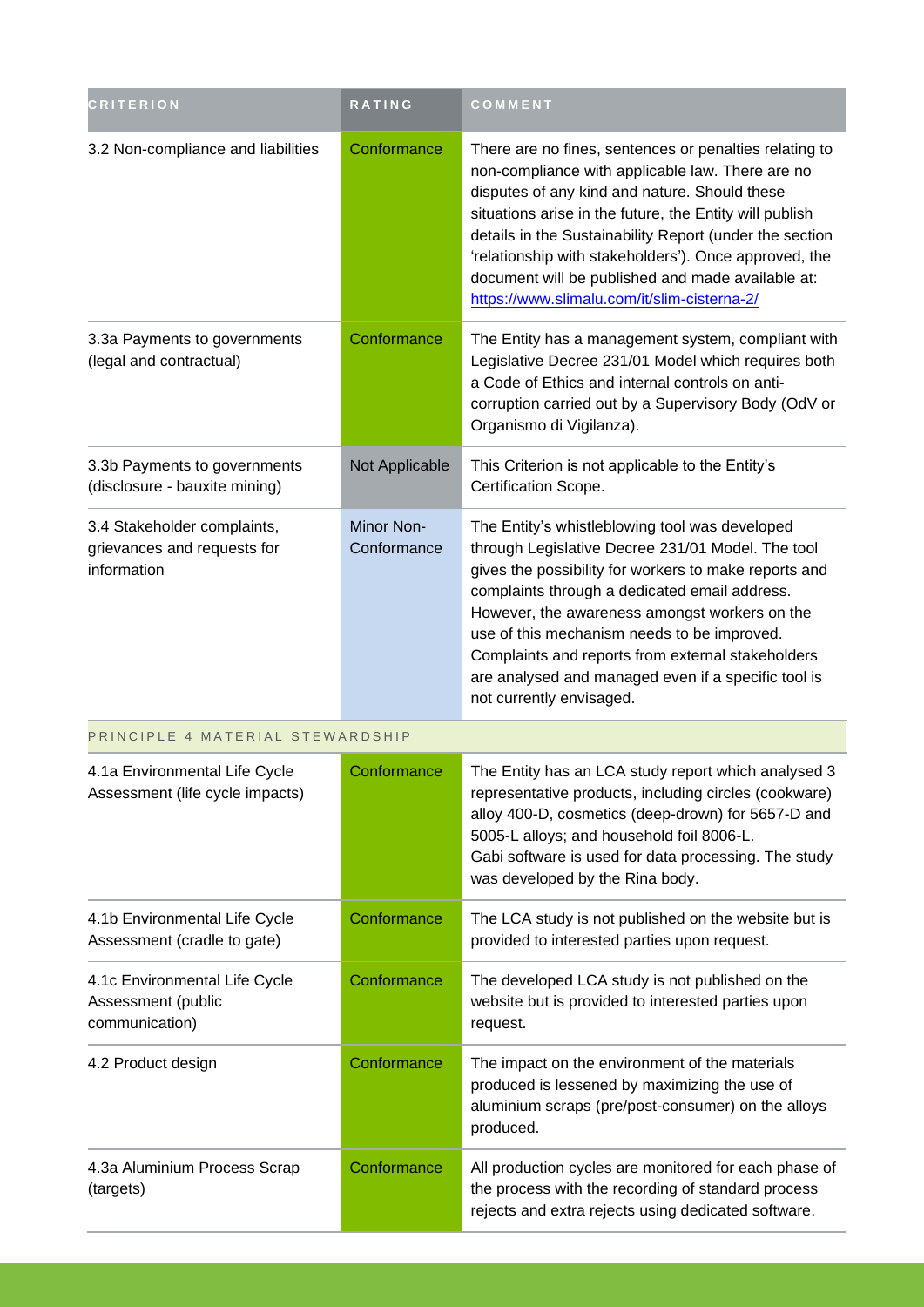| CRITERION | RATING | COMMENT |
| --- | --- | --- |
| 3.2 Non-compliance and liabilities | Conformance | There are no fines, sentences or penalties relating to non-compliance with applicable law. There are no disputes of any kind and nature. Should these situations arise in the future, the Entity will publish details in the Sustainability Report (under the section 'relationship with stakeholders'). Once approved, the document will be published and made available at: https://www.slimalu.com/it/slim-cisterna-2/ |
| 3.3a Payments to governments (legal and contractual) | Conformance | The Entity has a management system, compliant with Legislative Decree 231/01 Model which requires both a Code of Ethics and internal controls on anti-corruption carried out by a Supervisory Body (OdV or Organismo di Vigilanza). |
| 3.3b Payments to governments (disclosure - bauxite mining) | Not Applicable | This Criterion is not applicable to the Entity's Certification Scope. |
| 3.4 Stakeholder complaints, grievances and requests for information | Minor Non-Conformance | The Entity's whistleblowing tool was developed through Legislative Decree 231/01 Model. The tool gives the possibility for workers to make reports and complaints through a dedicated email address. However, the awareness amongst workers on the use of this mechanism needs to be improved. Complaints and reports from external stakeholders are analysed and managed even if a specific tool is not currently envisaged. |
| PRINCIPLE 4 MATERIAL STEWARDSHIP | | |
| 4.1a Environmental Life Cycle Assessment (life cycle impacts) | Conformance | The Entity has an LCA study report which analysed 3 representative products, including circles (cookware) alloy 400-D, cosmetics (deep-drown) for 5657-D and 5005-L alloys; and household foil 8006-L.<br>Gabi software is used for data processing. The study was developed by the Rina body. |
| 4.1b Environmental Life Cycle Assessment (cradle to gate) | Conformance | The LCA study is not published on the website but is provided to interested parties upon request. |
| 4.1c Environmental Life Cycle Assessment (public communication) | Conformance | The developed LCA study is not published on the website but is provided to interested parties upon request. |
| 4.2 Product design | Conformance | The impact on the environment of the materials produced is lessened by maximizing the use of aluminium scraps (pre/post-consumer) on the alloys produced. |
| 4.3a Aluminium Process Scrap (targets) | Conformance | All production cycles are monitored for each phase of the process with the recording of standard process rejects and extra rejects using dedicated software. |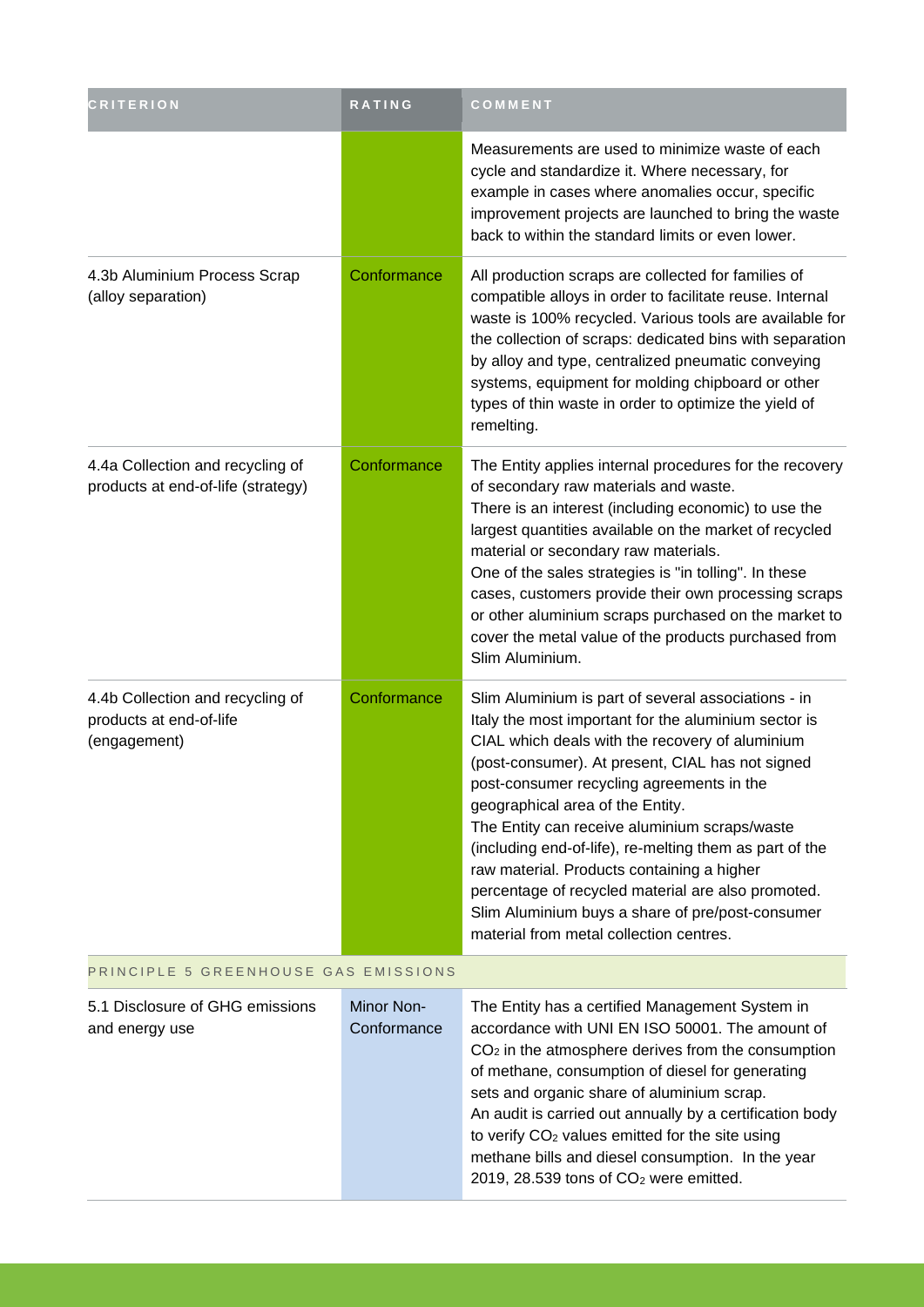| CRITERION | RATING | COMMENT |
| --- | --- | --- |
| | | Measurements are used to minimize waste of each cycle and standardize it. Where necessary, for example in cases where anomalies occur, specific improvement projects are launched to bring the waste back to within the standard limits or even lower. |
| 4.3b Aluminium Process Scrap (alloy separation) | Conformance | All production scraps are collected for families of compatible alloys in order to facilitate reuse. Internal waste is 100% recycled. Various tools are available for the collection of scraps: dedicated bins with separation by alloy and type, centralized pneumatic conveying systems, equipment for molding chipboard or other types of thin waste in order to optimize the yield of remelting. |
| 4.4a Collection and recycling of products at end-of-life (strategy) | Conformance | The Entity applies internal procedures for the recovery of secondary raw materials and waste.<br>There is an interest (including economic) to use the largest quantities available on the market of recycled material or secondary raw materials.<br>One of the sales strategies is "in tolling". In these cases, customers provide their own processing scraps or other aluminium scraps purchased on the market to cover the metal value of the products purchased from Slim Aluminium. |
| 4.4b Collection and recycling of products at end-of-life (engagement) | Conformance | Slim Aluminium is part of several associations - in Italy the most important for the aluminium sector is CIAL which deals with the recovery of aluminium (post-consumer). At present, CIAL has not signed post-consumer recycling agreements in the geographical area of the Entity.<br>The Entity can receive aluminium scraps/waste (including end-of-life), re-melting them as part of the raw material. Products containing a higher percentage of recycled material are also promoted. Slim Aluminium buys a share of pre/post-consumer material from metal collection centres. |
| PRINCIPLE 5 GREENHOUSE GAS EMISSIONS | | |
| 5.1 Disclosure of GHG emissions and energy use | Minor Non-Conformance | The Entity has a certified Management System in accordance with UNI EN ISO 50001. The amount of $CO_2$ in the atmosphere derives from the consumption of methane, consumption of diesel for generating sets and organic share of aluminium scrap.<br>An audit is carried out annually by a certification body to verify $CO_2$ values emitted for the site using methane bills and diesel consumption. In the year 2019, 28.539 tons of $CO_2$ were emitted. |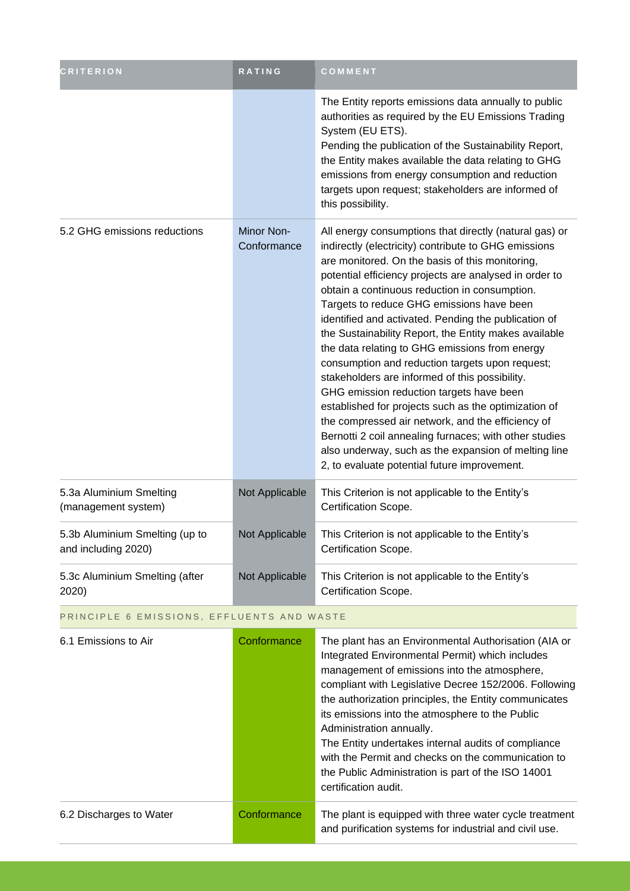| CRITERION | RATING | COMMENT |
|---|---|---|
| | | The Entity reports emissions data annually to public authorities as required by the EU Emissions Trading System (EU ETS).<br>Pending the publication of the Sustainability Report, the Entity makes available the data relating to GHG emissions from energy consumption and reduction targets upon request; stakeholders are informed of this possibility. |
| 5.2 GHG emissions reductions | Minor Non-Conformance | All energy consumptions that directly (natural gas) or indirectly (electricity) contribute to GHG emissions are monitored. On the basis of this monitoring, potential efficiency projects are analysed in order to obtain a continuous reduction in consumption. Targets to reduce GHG emissions have been identified and activated. Pending the publication of the Sustainability Report, the Entity makes available the data relating to GHG emissions from energy consumption and reduction targets upon request; stakeholders are informed of this possibility.<br>GHG emission reduction targets have been established for projects such as the optimization of the compressed air network, and the efficiency of Bernotti 2 coil annealing furnaces; with other studies also underway, such as the expansion of melting line 2, to evaluate potential future improvement. |
| 5.3a Aluminium Smelting (management system) | Not Applicable | This Criterion is not applicable to the Entity's Certification Scope. |
| 5.3b Aluminium Smelting (up to and including 2020) | Not Applicable | This Criterion is not applicable to the Entity's Certification Scope. |
| 5.3c Aluminium Smelting (after 2020) | Not Applicable | This Criterion is not applicable to the Entity's Certification Scope. |
| PRINCIPLE 6 EMISSIONS, EFFLUENTS AND WASTE | | |
| 6.1 Emissions to Air | Conformance | The plant has an Environmental Authorisation (AIA or Integrated Environmental Permit) which includes management of emissions into the atmosphere, compliant with Legislative Decree 152/2006. Following the authorization principles, the Entity communicates its emissions into the atmosphere to the Public Administration annually.<br>The Entity undertakes internal audits of compliance with the Permit and checks on the communication to the Public Administration is part of the ISO 14001 certification audit. |
| 6.2 Discharges to Water | Conformance | The plant is equipped with three water cycle treatment and purification systems for industrial and civil use. |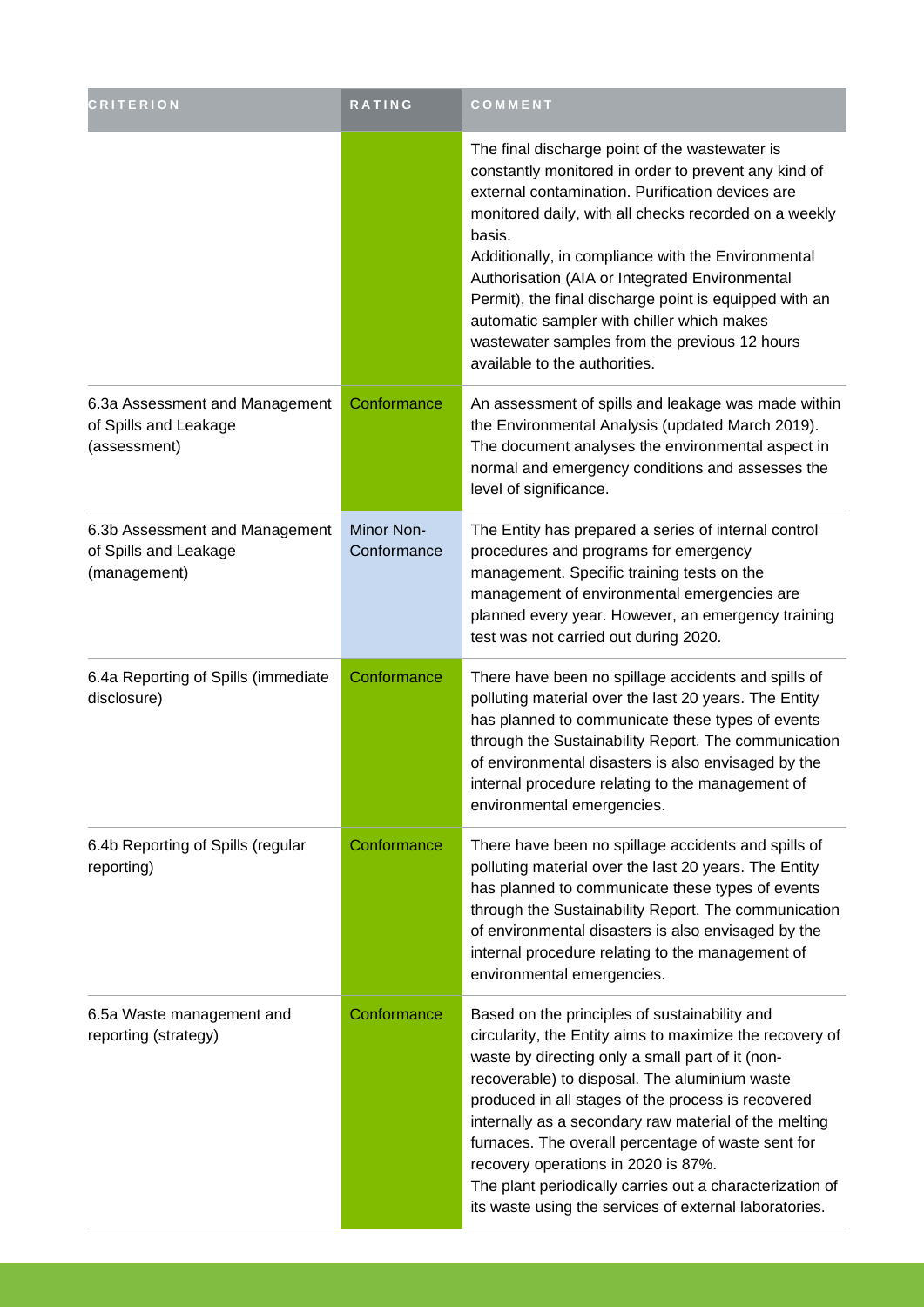| CRITERION | RATING | COMMENT |
| --- | --- | --- |
| | | The final discharge point of the wastewater is constantly monitored in order to prevent any kind of external contamination. Purification devices are monitored daily, with all checks recorded on a weekly basis.<br>Additionally, in compliance with the Environmental Authorisation (AIA or Integrated Environmental Permit), the final discharge point is equipped with an automatic sampler with chiller which makes wastewater samples from the previous 12 hours available to the authorities. |
| 6.3a Assessment and Management of Spills and Leakage (assessment) | Conformance | An assessment of spills and leakage was made within the Environmental Analysis (updated March 2019). The document analyses the environmental aspect in normal and emergency conditions and assesses the level of significance. |
| 6.3b Assessment and Management of Spills and Leakage (management) | Minor Non-Conformance | The Entity has prepared a series of internal control procedures and programs for emergency management. Specific training tests on the management of environmental emergencies are planned every year. However, an emergency training test was not carried out during 2020. |
| 6.4a Reporting of Spills (immediate disclosure) | Conformance | There have been no spillage accidents and spills of polluting material over the last 20 years. The Entity has planned to communicate these types of events through the Sustainability Report. The communication of environmental disasters is also envisaged by the internal procedure relating to the management of environmental emergencies. |
| 6.4b Reporting of Spills (regular reporting) | Conformance | There have been no spillage accidents and spills of polluting material over the last 20 years. The Entity has planned to communicate these types of events through the Sustainability Report. The communication of environmental disasters is also envisaged by the internal procedure relating to the management of environmental emergencies. |
| 6.5a Waste management and reporting (strategy) | Conformance | Based on the principles of sustainability and circularity, the Entity aims to maximize the recovery of waste by directing only a small part of it (non-recoverable) to disposal. The aluminium waste produced in all stages of the process is recovered internally as a secondary raw material of the melting furnaces. The overall percentage of waste sent for recovery operations in 2020 is 87%.<br>The plant periodically carries out a characterization of its waste using the services of external laboratories. |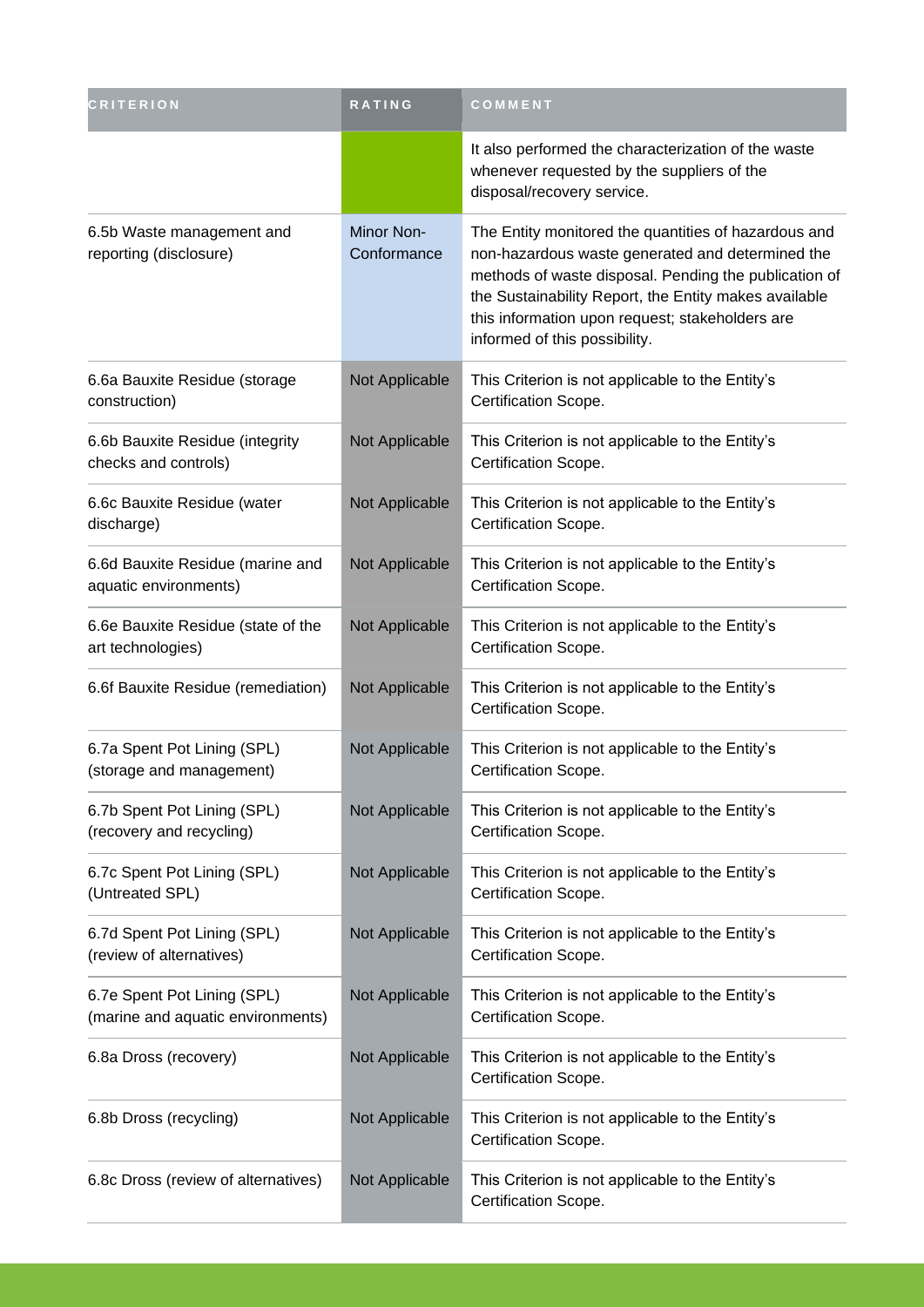| CRITERION | RATING | COMMENT |
|---|---|---|
| | | It also performed the characterization of the waste whenever requested by the suppliers of the disposal/recovery service. |
| 6.5b Waste management and reporting (disclosure) | Minor Non-Conformance | The Entity monitored the quantities of hazardous and non-hazardous waste generated and determined the methods of waste disposal. Pending the publication of the Sustainability Report, the Entity makes available this information upon request; stakeholders are informed of this possibility. |
| 6.6a Bauxite Residue (storage construction) | Not Applicable | This Criterion is not applicable to the Entity's Certification Scope. |
| 6.6b Bauxite Residue (integrity checks and controls) | Not Applicable | This Criterion is not applicable to the Entity's Certification Scope. |
| 6.6c Bauxite Residue (water discharge) | Not Applicable | This Criterion is not applicable to the Entity's Certification Scope. |
| 6.6d Bauxite Residue (marine and aquatic environments) | Not Applicable | This Criterion is not applicable to the Entity's Certification Scope. |
| 6.6e Bauxite Residue (state of the art technologies) | Not Applicable | This Criterion is not applicable to the Entity's Certification Scope. |
| 6.6f Bauxite Residue (remediation) | Not Applicable | This Criterion is not applicable to the Entity's Certification Scope. |
| 6.7a Spent Pot Lining (SPL) (storage and management) | Not Applicable | This Criterion is not applicable to the Entity's Certification Scope. |
| 6.7b Spent Pot Lining (SPL) (recovery and recycling) | Not Applicable | This Criterion is not applicable to the Entity's Certification Scope. |
| 6.7c Spent Pot Lining (SPL) (Untreated SPL) | Not Applicable | This Criterion is not applicable to the Entity's Certification Scope. |
| 6.7d Spent Pot Lining (SPL) (review of alternatives) | Not Applicable | This Criterion is not applicable to the Entity's Certification Scope. |
| 6.7e Spent Pot Lining (SPL) (marine and aquatic environments) | Not Applicable | This Criterion is not applicable to the Entity's Certification Scope. |
| 6.8a Dross (recovery) | Not Applicable | This Criterion is not applicable to the Entity's Certification Scope. |
| 6.8b Dross (recycling) | Not Applicable | This Criterion is not applicable to the Entity's Certification Scope. |
| 6.8c Dross (review of alternatives) | Not Applicable | This Criterion is not applicable to the Entity's Certification Scope. |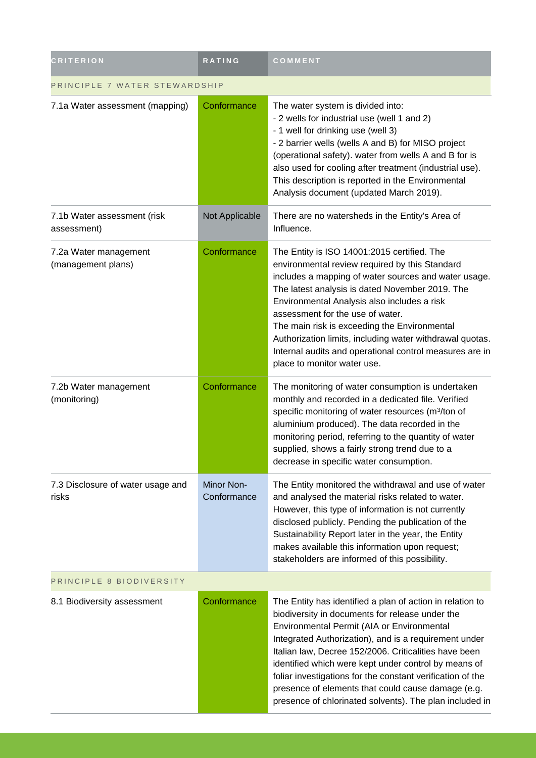| CRITERION | RATING | COMMENT |
|---|---|---|
| PRINCIPLE 7 WATER STEWARDSHIP | | |
| 7.1a Water assessment (mapping) | Conformance | The water system is divided into:<br>- 2 wells for industrial use (well 1 and 2)<br>- 1 well for drinking use (well 3)<br>- 2 barrier wells (wells A and B) for MISO project (operational safety). water from wells A and B for is also used for cooling after treatment (industrial use). This description is reported in the Environmental Analysis document (updated March 2019). |
| 7.1b Water assessment (risk assessment) | Not Applicable | There are no watersheds in the Entity's Area of Influence. |
| 7.2a Water management (management plans) | Conformance | The Entity is ISO 14001:2015 certified. The environmental review required by this Standard includes a mapping of water sources and water usage. The latest analysis is dated November 2019. The Environmental Analysis also includes a risk assessment for the use of water.<br>The main risk is exceeding the Environmental Authorization limits, including water withdrawal quotas. Internal audits and operational control measures are in place to monitor water use. |
| 7.2b Water management (monitoring) | Conformance | The monitoring of water consumption is undertaken monthly and recorded in a dedicated file. Verified specific monitoring of water resources ($m^3$/ton of aluminium produced). The data recorded in the monitoring period, referring to the quantity of water supplied, shows a fairly strong trend due to a decrease in specific water consumption. |
| 7.3 Disclosure of water usage and risks | Minor Non-Conformance | The Entity monitored the withdrawal and use of water and analysed the material risks related to water. However, this type of information is not currently disclosed publicly. Pending the publication of the Sustainability Report later in the year, the Entity makes available this information upon request; stakeholders are informed of this possibility. |
| PRINCIPLE 8 BIODIVERSITY | | |
| 8.1 Biodiversity assessment | Conformance | The Entity has identified a plan of action in relation to biodiversity in documents for release under the Environmental Permit (AIA or Environmental Integrated Authorization), and is a requirement under Italian law, Decree 152/2006. Criticalities have been identified which were kept under control by means of foliar investigations for the constant verification of the presence of elements that could cause damage (e.g. presence of chlorinated solvents). The plan included in |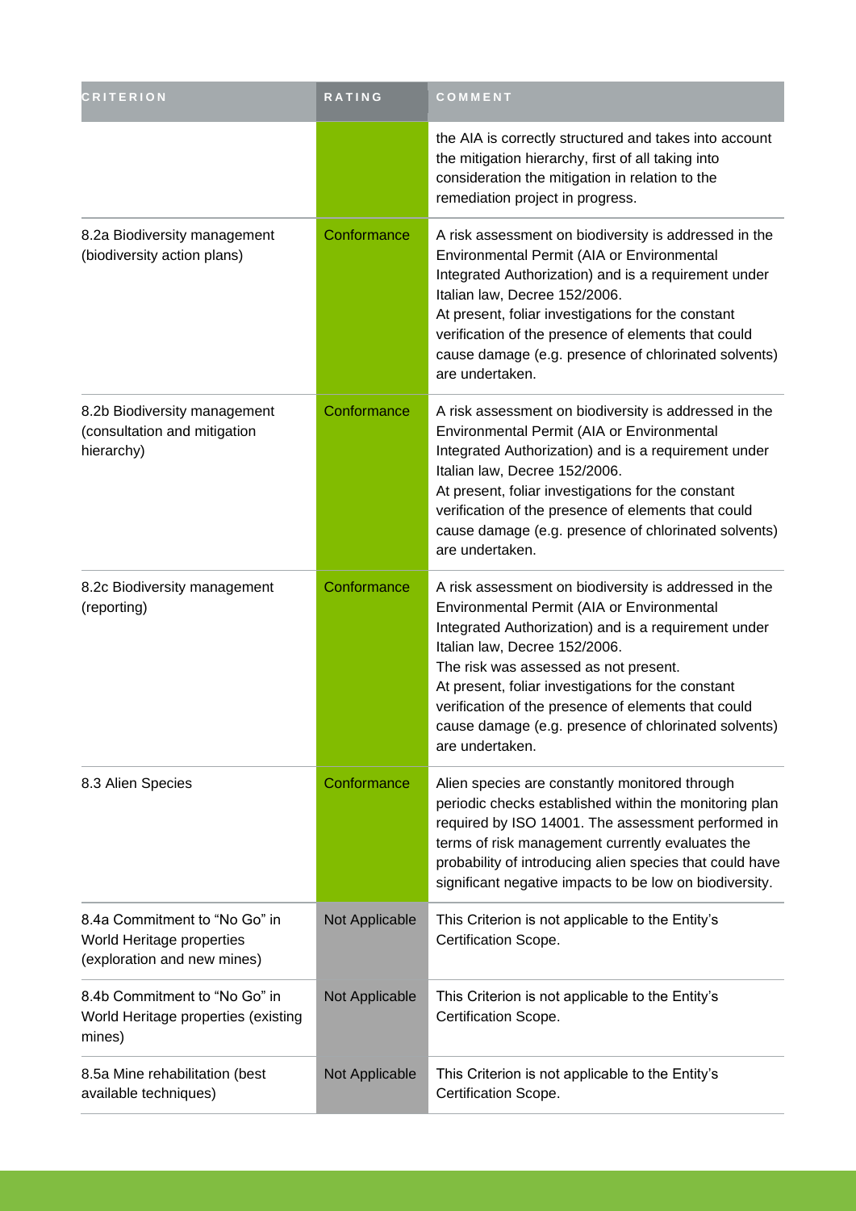| CRITERION | RATING | COMMENT |
|---|---|---|
| | | the AIA is correctly structured and takes into account the mitigation hierarchy, first of all taking into consideration the mitigation in relation to the remediation project in progress. |
| 8.2a Biodiversity management (biodiversity action plans) | Conformance | A risk assessment on biodiversity is addressed in the Environmental Permit (AIA or Environmental Integrated Authorization) and is a requirement under Italian law, Decree 152/2006.<br>At present, foliar investigations for the constant verification of the presence of elements that could cause damage (e.g. presence of chlorinated solvents) are undertaken. |
| 8.2b Biodiversity management (consultation and mitigation hierarchy) | Conformance | A risk assessment on biodiversity is addressed in the Environmental Permit (AIA or Environmental Integrated Authorization) and is a requirement under Italian law, Decree 152/2006.<br>At present, foliar investigations for the constant verification of the presence of elements that could cause damage (e.g. presence of chlorinated solvents) are undertaken. |
| 8.2c Biodiversity management (reporting) | Conformance | A risk assessment on biodiversity is addressed in the Environmental Permit (AIA or Environmental Integrated Authorization) and is a requirement under Italian law, Decree 152/2006.<br>The risk was assessed as not present.<br>At present, foliar investigations for the constant verification of the presence of elements that could cause damage (e.g. presence of chlorinated solvents) are undertaken. |
| 8.3 Alien Species | Conformance | Alien species are constantly monitored through periodic checks established within the monitoring plan required by ISO 14001. The assessment performed in terms of risk management currently evaluates the probability of introducing alien species that could have significant negative impacts to be low on biodiversity. |
| 8.4a Commitment to "No Go" in World Heritage properties (exploration and new mines) | Not Applicable | This Criterion is not applicable to the Entity's Certification Scope. |
| 8.4b Commitment to "No Go" in World Heritage properties (existing mines) | Not Applicable | This Criterion is not applicable to the Entity's Certification Scope. |
| 8.5a Mine rehabilitation (best available techniques) | Not Applicable | This Criterion is not applicable to the Entity's Certification Scope. |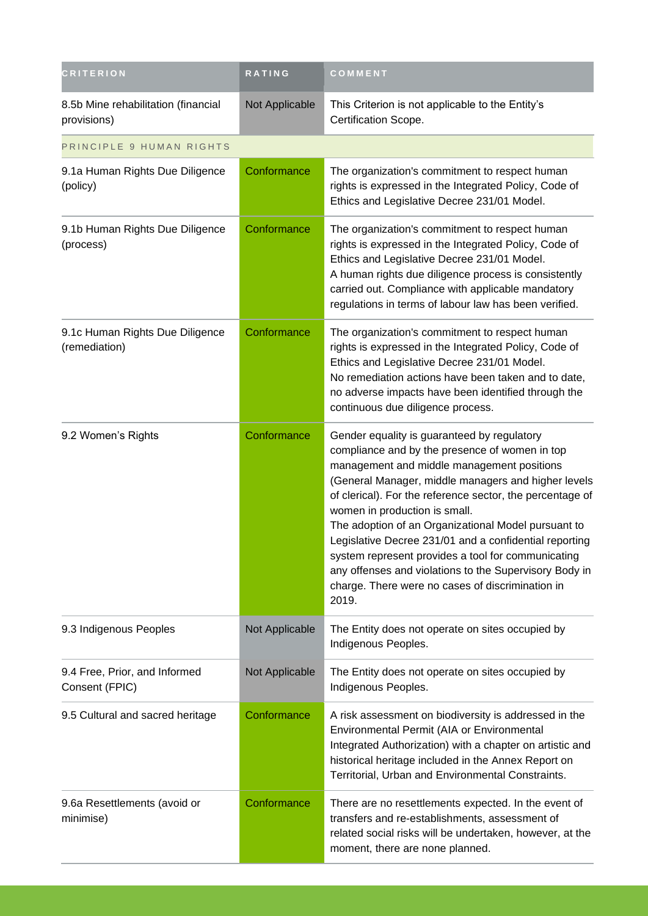| CRITERION | RATING | COMMENT |
| --- | --- | --- |
| 8.5b Mine rehabilitation (financial provisions) | Not Applicable | This Criterion is not applicable to the Entity's Certification Scope. |
| PRINCIPLE 9 HUMAN RIGHTS | | |
| 9.1a Human Rights Due Diligence (policy) | Conformance | The organization's commitment to respect human rights is expressed in the Integrated Policy, Code of Ethics and Legislative Decree 231/01 Model. |
| 9.1b Human Rights Due Diligence (process) | Conformance | The organization's commitment to respect human rights is expressed in the Integrated Policy, Code of Ethics and Legislative Decree 231/01 Model.<br>A human rights due diligence process is consistently carried out. Compliance with applicable mandatory regulations in terms of labour law has been verified. |
| 9.1c Human Rights Due Diligence (remediation) | Conformance | The organization's commitment to respect human rights is expressed in the Integrated Policy, Code of Ethics and Legislative Decree 231/01 Model.<br>No remediation actions have been taken and to date, no adverse impacts have been identified through the continuous due diligence process. |
| 9.2 Women's Rights | Conformance | Gender equality is guaranteed by regulatory compliance and by the presence of women in top management and middle management positions (General Manager, middle managers and higher levels of clerical). For the reference sector, the percentage of women in production is small.<br>The adoption of an Organizational Model pursuant to Legislative Decree 231/01 and a confidential reporting system represent provides a tool for communicating any offenses and violations to the Supervisory Body in charge. There were no cases of discrimination in 2019. |
| 9.3 Indigenous Peoples | Not Applicable | The Entity does not operate on sites occupied by Indigenous Peoples. |
| 9.4 Free, Prior, and Informed Consent (FPIC) | Not Applicable | The Entity does not operate on sites occupied by Indigenous Peoples. |
| 9.5 Cultural and sacred heritage | Conformance | A risk assessment on biodiversity is addressed in the Environmental Permit (AIA or Environmental Integrated Authorization) with a chapter on artistic and historical heritage included in the Annex Report on Territorial, Urban and Environmental Constraints. |
| 9.6a Resettlements (avoid or minimise) | Conformance | There are no resettlements expected. In the event of transfers and re-establishments, assessment of related social risks will be undertaken, however, at the moment, there are none planned. |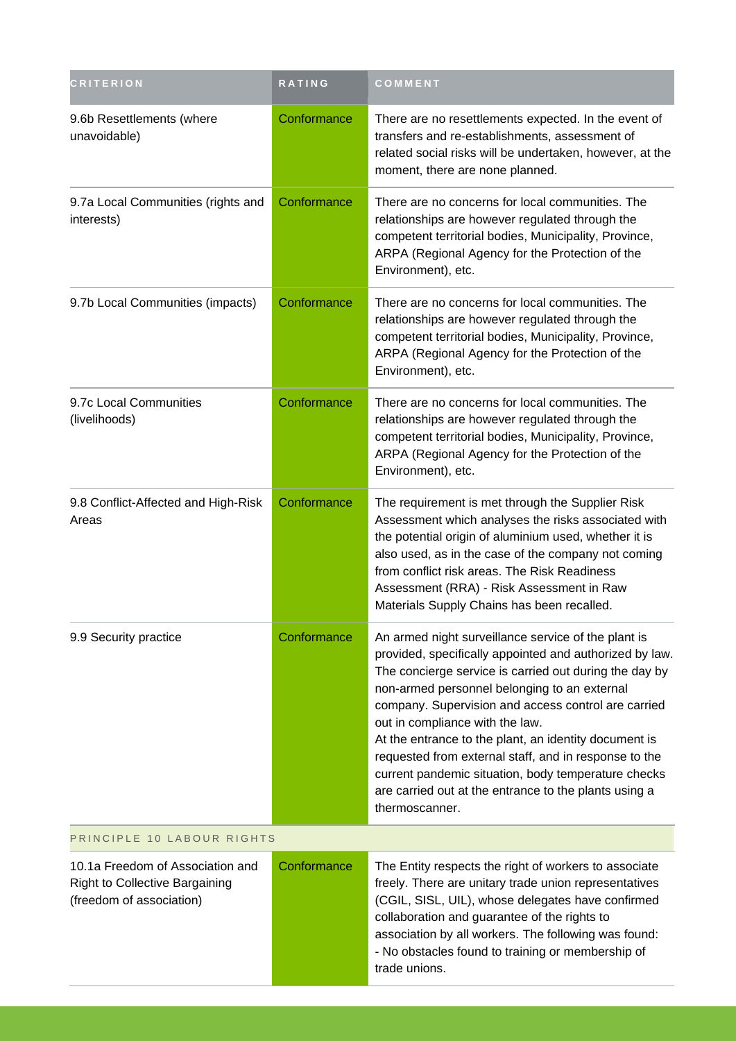| CRITERION | RATING | COMMENT |
| --- | --- | --- |
| 9.6b Resettlements (where unavoidable) | Conformance | There are no resettlements expected. In the event of transfers and re-establishments, assessment of related social risks will be undertaken, however, at the moment, there are none planned. |
| 9.7a Local Communities (rights and interests) | Conformance | There are no concerns for local communities. The relationships are however regulated through the competent territorial bodies, Municipality, Province, ARPA (Regional Agency for the Protection of the Environment), etc. |
| 9.7b Local Communities (impacts) | Conformance | There are no concerns for local communities. The relationships are however regulated through the competent territorial bodies, Municipality, Province, ARPA (Regional Agency for the Protection of the Environment), etc. |
| 9.7c Local Communities (livelihoods) | Conformance | There are no concerns for local communities. The relationships are however regulated through the competent territorial bodies, Municipality, Province, ARPA (Regional Agency for the Protection of the Environment), etc. |
| 9.8 Conflict-Affected and High-Risk Areas | Conformance | The requirement is met through the Supplier Risk Assessment which analyses the risks associated with the potential origin of aluminium used, whether it is also used, as in the case of the company not coming from conflict risk areas. The Risk Readiness Assessment (RRA) - Risk Assessment in Raw Materials Supply Chains has been recalled. |
| 9.9 Security practice | Conformance | An armed night surveillance service of the plant is provided, specifically appointed and authorized by law. The concierge service is carried out during the day by non-armed personnel belonging to an external company. Supervision and access control are carried out in compliance with the law.<br>At the entrance to the plant, an identity document is requested from external staff, and in response to the current pandemic situation, body temperature checks are carried out at the entrance to the plants using a thermoscanner. |
| PRINCIPLE 10 LABOUR RIGHTS | | |
| 10.1a Freedom of Association and Right to Collective Bargaining (freedom of association) | Conformance | The Entity respects the right of workers to associate freely. There are unitary trade union representatives (CGIL, SISL, UIL), whose delegates have confirmed collaboration and guarantee of the rights to association by all workers. The following was found:<br>- No obstacles found to training or membership of trade unions. |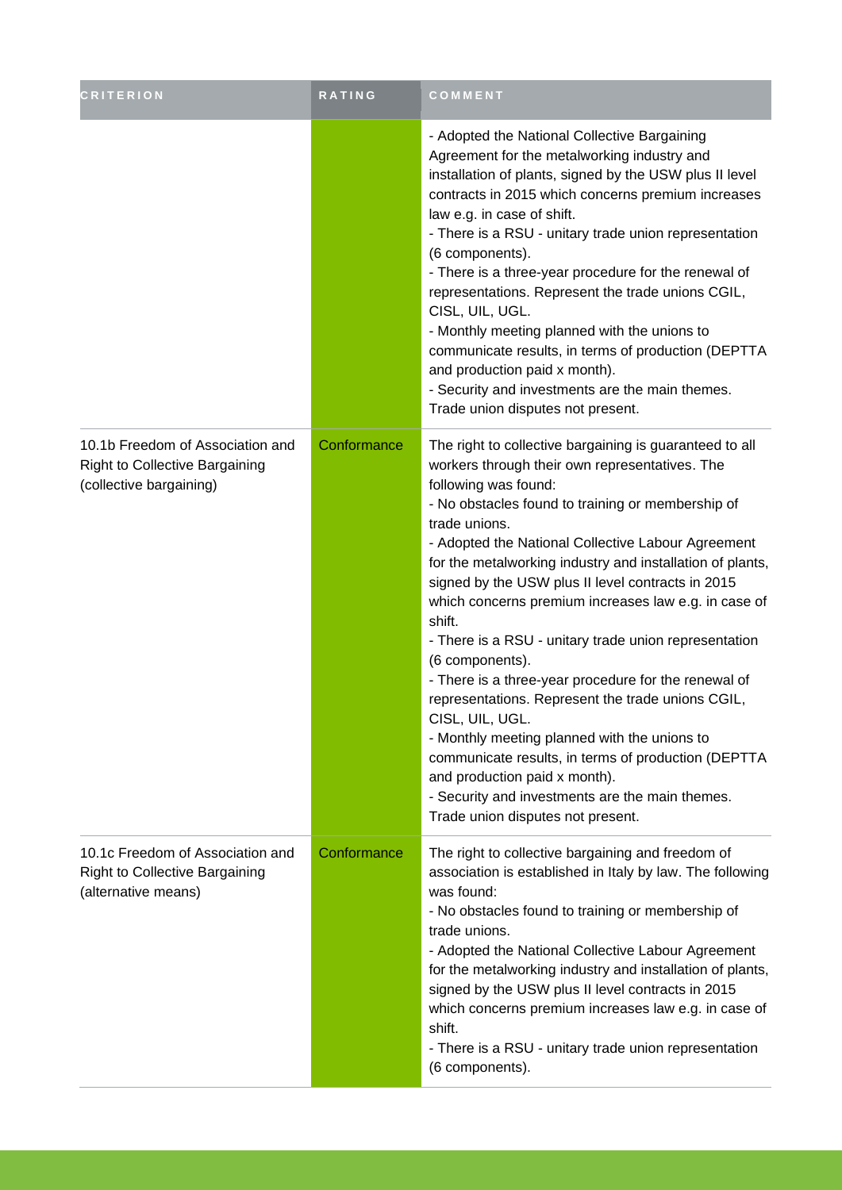| CRITERION | RATING | COMMENT |
|---|---|---|
| | | - Adopted the National Collective Bargaining Agreement for the metalworking industry and installation of plants, signed by the USW plus II level contracts in 2015 which concerns premium increases law e.g. in case of shift.<br>- There is a RSU - unitary trade union representation (6 components).<br>- There is a three-year procedure for the renewal of representations. Represent the trade unions CGIL, CISL, UIL, UGL.<br>- Monthly meeting planned with the unions to communicate results, in terms of production (DEPTTA and production paid x month).<br>- Security and investments are the main themes. Trade union disputes not present. |
| 10.1b Freedom of Association and Right to Collective Bargaining (collective bargaining) | Conformance | The right to collective bargaining is guaranteed to all workers through their own representatives. The following was found:<br>- No obstacles found to training or membership of trade unions.<br>- Adopted the National Collective Labour Agreement for the metalworking industry and installation of plants, signed by the USW plus II level contracts in 2015 which concerns premium increases law e.g. in case of shift.<br>- There is a RSU - unitary trade union representation (6 components).<br>- There is a three-year procedure for the renewal of representations. Represent the trade unions CGIL, CISL, UIL, UGL.<br>- Monthly meeting planned with the unions to communicate results, in terms of production (DEPTTA and production paid x month).<br>- Security and investments are the main themes. Trade union disputes not present. |
| 10.1c Freedom of Association and Right to Collective Bargaining (alternative means) | Conformance | The right to collective bargaining and freedom of association is established in Italy by law. The following was found:<br>- No obstacles found to training or membership of trade unions.<br>- Adopted the National Collective Labour Agreement for the metalworking industry and installation of plants, signed by the USW plus II level contracts in 2015 which concerns premium increases law e.g. in case of shift.<br>- There is a RSU - unitary trade union representation (6 components). |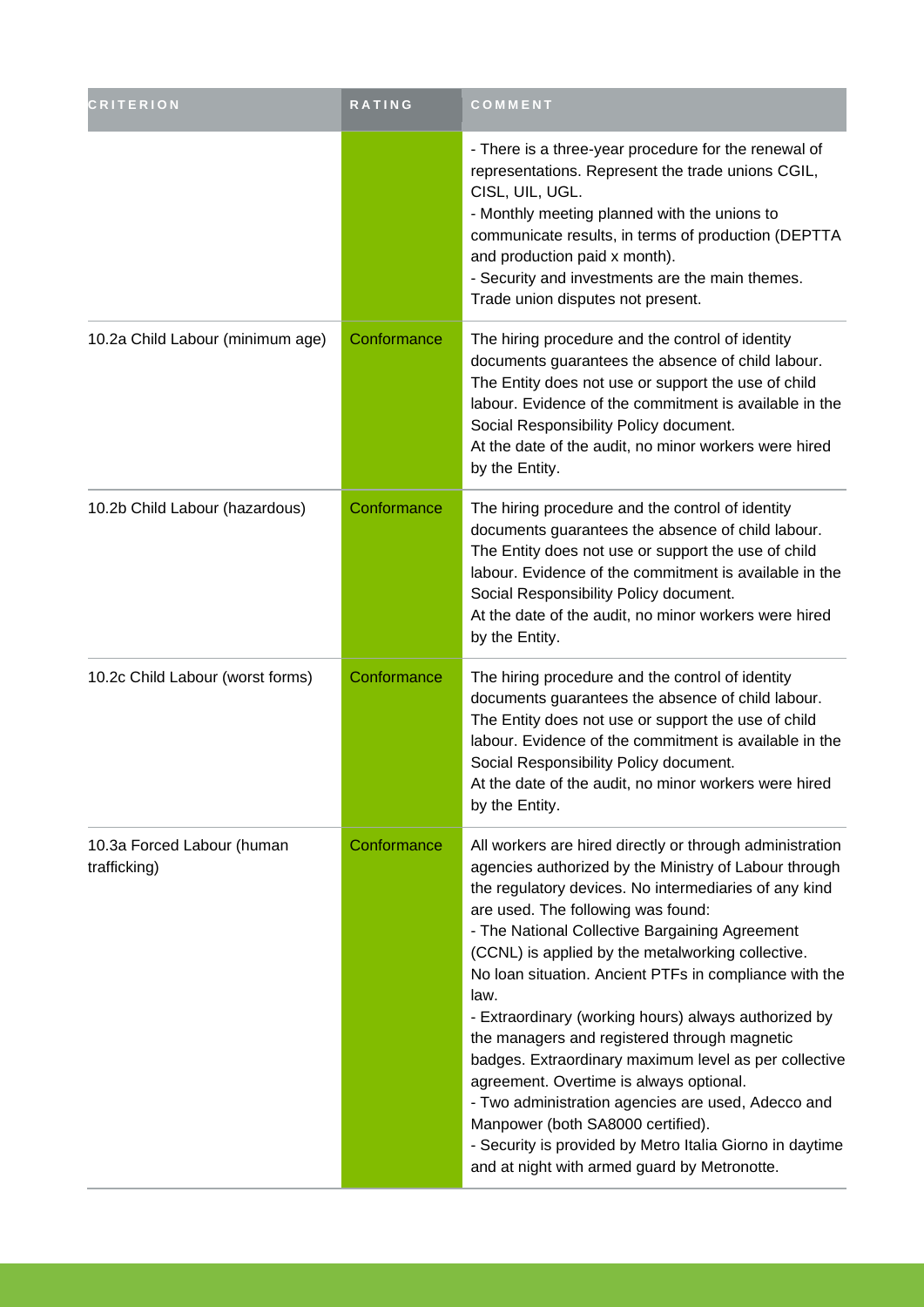| CRITERION | RATING | COMMENT |
| --- | --- | --- |
| | | - There is a three-year procedure for the renewal of representations. Represent the trade unions CGIL, CISL, UIL, UGL.<br>- Monthly meeting planned with the unions to communicate results, in terms of production (DEPTTA and production paid x month).<br>- Security and investments are the main themes. Trade union disputes not present. |
| 10.2a Child Labour (minimum age) | Conformance | The hiring procedure and the control of identity documents guarantees the absence of child labour. The Entity does not use or support the use of child labour. Evidence of the commitment is available in the Social Responsibility Policy document.<br>At the date of the audit, no minor workers were hired by the Entity. |
| 10.2b Child Labour (hazardous) | Conformance | The hiring procedure and the control of identity documents guarantees the absence of child labour. The Entity does not use or support the use of child labour. Evidence of the commitment is available in the Social Responsibility Policy document.<br>At the date of the audit, no minor workers were hired by the Entity. |
| 10.2c Child Labour (worst forms) | Conformance | The hiring procedure and the control of identity documents guarantees the absence of child labour. The Entity does not use or support the use of child labour. Evidence of the commitment is available in the Social Responsibility Policy document.<br>At the date of the audit, no minor workers were hired by the Entity. |
| 10.3a Forced Labour (human trafficking) | Conformance | All workers are hired directly or through administration agencies authorized by the Ministry of Labour through the regulatory devices. No intermediaries of any kind are used. The following was found:<br>- The National Collective Bargaining Agreement (CCNL) is applied by the metalworking collective.<br>No loan situation. Ancient PTFs in compliance with the law.<br>- Extraordinary (working hours) always authorized by the managers and registered through magnetic badges. Extraordinary maximum level as per collective agreement. Overtime is always optional.<br>- Two administration agencies are used, Adecco and Manpower (both SA8000 certified).<br>- Security is provided by Metro Italia Giorno in daytime and at night with armed guard by Metronotte. |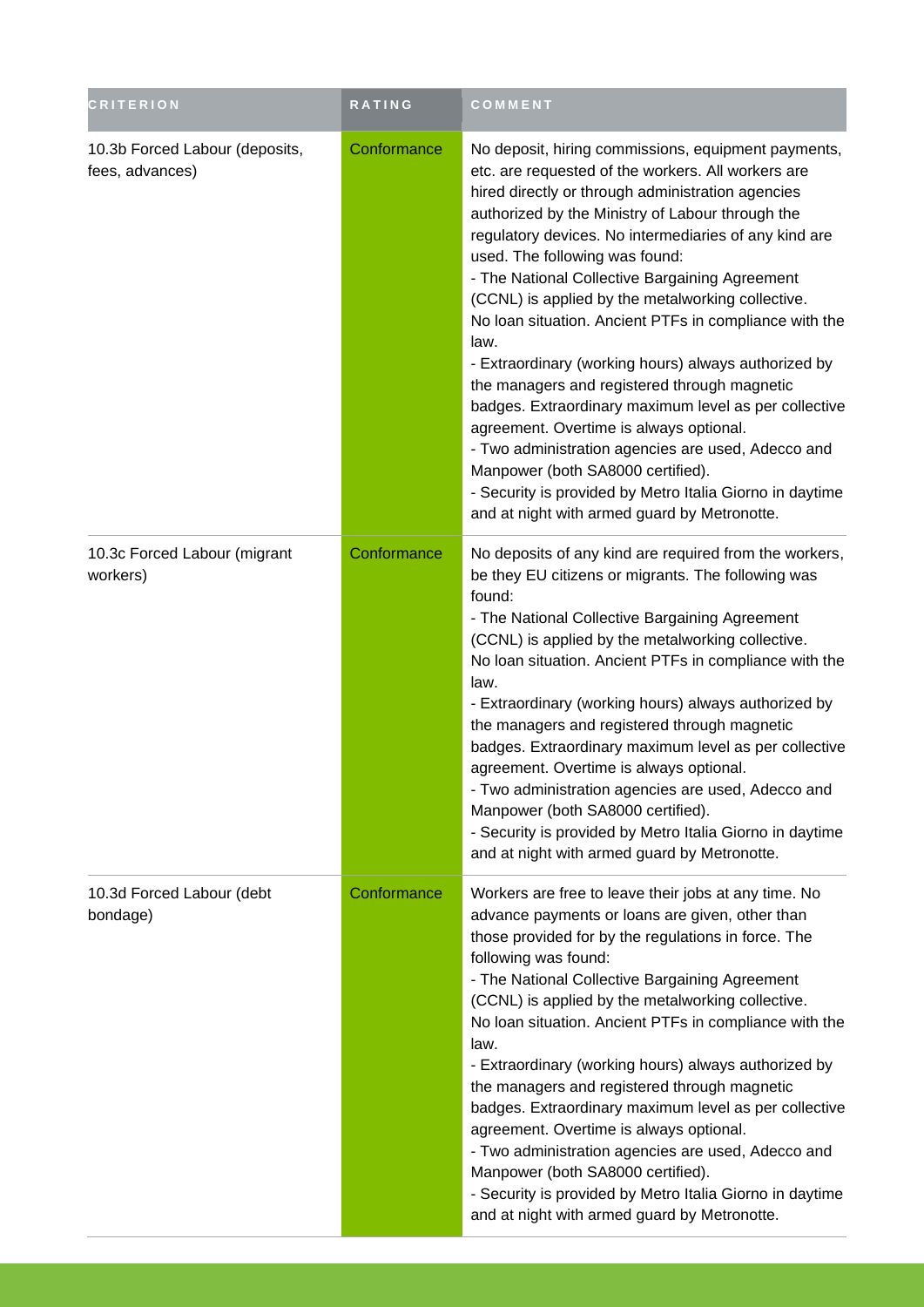| CRITERION | RATING | COMMENT |
| --- | --- | --- |
| 10.3b Forced Labour (deposits, fees, advances) | Conformance | No deposit, hiring commissions, equipment payments, etc. are requested of the workers. All workers are hired directly or through administration agencies authorized by the Ministry of Labour through the regulatory devices. No intermediaries of any kind are used. The following was found:<br>- The National Collective Bargaining Agreement (CCNL) is applied by the metalworking collective. No loan situation. Ancient PTFs in compliance with the law.<br>- Extraordinary (working hours) always authorized by the managers and registered through magnetic badges. Extraordinary maximum level as per collective agreement. Overtime is always optional.<br>- Two administration agencies are used, Adecco and Manpower (both SA8000 certified).<br>- Security is provided by Metro Italia Giorno in daytime and at night with armed guard by Metronotte. |
| 10.3c Forced Labour (migrant workers) | Conformance | No deposits of any kind are required from the workers, be they EU citizens or migrants. The following was found:<br>- The National Collective Bargaining Agreement (CCNL) is applied by the metalworking collective. No loan situation. Ancient PTFs in compliance with the law.<br>- Extraordinary (working hours) always authorized by the managers and registered through magnetic badges. Extraordinary maximum level as per collective agreement. Overtime is always optional.<br>- Two administration agencies are used, Adecco and Manpower (both SA8000 certified).<br>- Security is provided by Metro Italia Giorno in daytime and at night with armed guard by Metronotte. |
| 10.3d Forced Labour (debt bondage) | Conformance | Workers are free to leave their jobs at any time. No advance payments or loans are given, other than those provided for by the regulations in force. The following was found:<br>- The National Collective Bargaining Agreement (CCNL) is applied by the metalworking collective. No loan situation. Ancient PTFs in compliance with the law.<br>- Extraordinary (working hours) always authorized by the managers and registered through magnetic badges. Extraordinary maximum level as per collective agreement. Overtime is always optional.<br>- Two administration agencies are used, Adecco and Manpower (both SA8000 certified).<br>- Security is provided by Metro Italia Giorno in daytime and at night with armed guard by Metronotte. |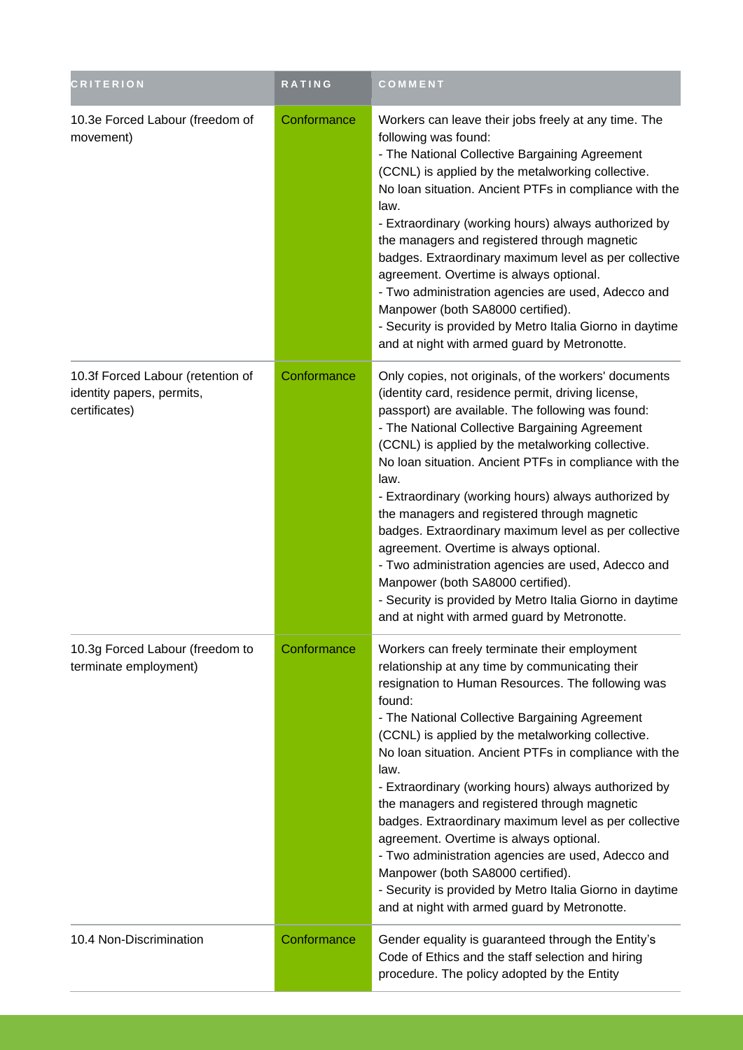| CRITERION | RATING | COMMENT |
| --- | --- | --- |
| 10.3e Forced Labour (freedom of movement) | Conformance | Workers can leave their jobs freely at any time. The following was found:<br>- The National Collective Bargaining Agreement (CCNL) is applied by the metalworking collective. No loan situation. Ancient PTFs in compliance with the law.<br>- Extraordinary (working hours) always authorized by the managers and registered through magnetic badges. Extraordinary maximum level as per collective agreement. Overtime is always optional.<br>- Two administration agencies are used, Adecco and Manpower (both SA8000 certified).<br>- Security is provided by Metro Italia Giorno in daytime and at night with armed guard by Metronotte. |
| 10.3f Forced Labour (retention of identity papers, permits, certificates) | Conformance | Only copies, not originals, of the workers' documents (identity card, residence permit, driving license, passport) are available. The following was found:<br>- The National Collective Bargaining Agreement (CCNL) is applied by the metalworking collective. No loan situation. Ancient PTFs in compliance with the law.<br>- Extraordinary (working hours) always authorized by the managers and registered through magnetic badges. Extraordinary maximum level as per collective agreement. Overtime is always optional.<br>- Two administration agencies are used, Adecco and Manpower (both SA8000 certified).<br>- Security is provided by Metro Italia Giorno in daytime and at night with armed guard by Metronotte. |
| 10.3g Forced Labour (freedom to terminate employment) | Conformance | Workers can freely terminate their employment relationship at any time by communicating their resignation to Human Resources. The following was found:<br>- The National Collective Bargaining Agreement (CCNL) is applied by the metalworking collective. No loan situation. Ancient PTFs in compliance with the law.<br>- Extraordinary (working hours) always authorized by the managers and registered through magnetic badges. Extraordinary maximum level as per collective agreement. Overtime is always optional.<br>- Two administration agencies are used, Adecco and Manpower (both SA8000 certified).<br>- Security is provided by Metro Italia Giorno in daytime and at night with armed guard by Metronotte. |
| 10.4 Non-Discrimination | Conformance | Gender equality is guaranteed through the Entity's Code of Ethics and the staff selection and hiring procedure. The policy adopted by the Entity |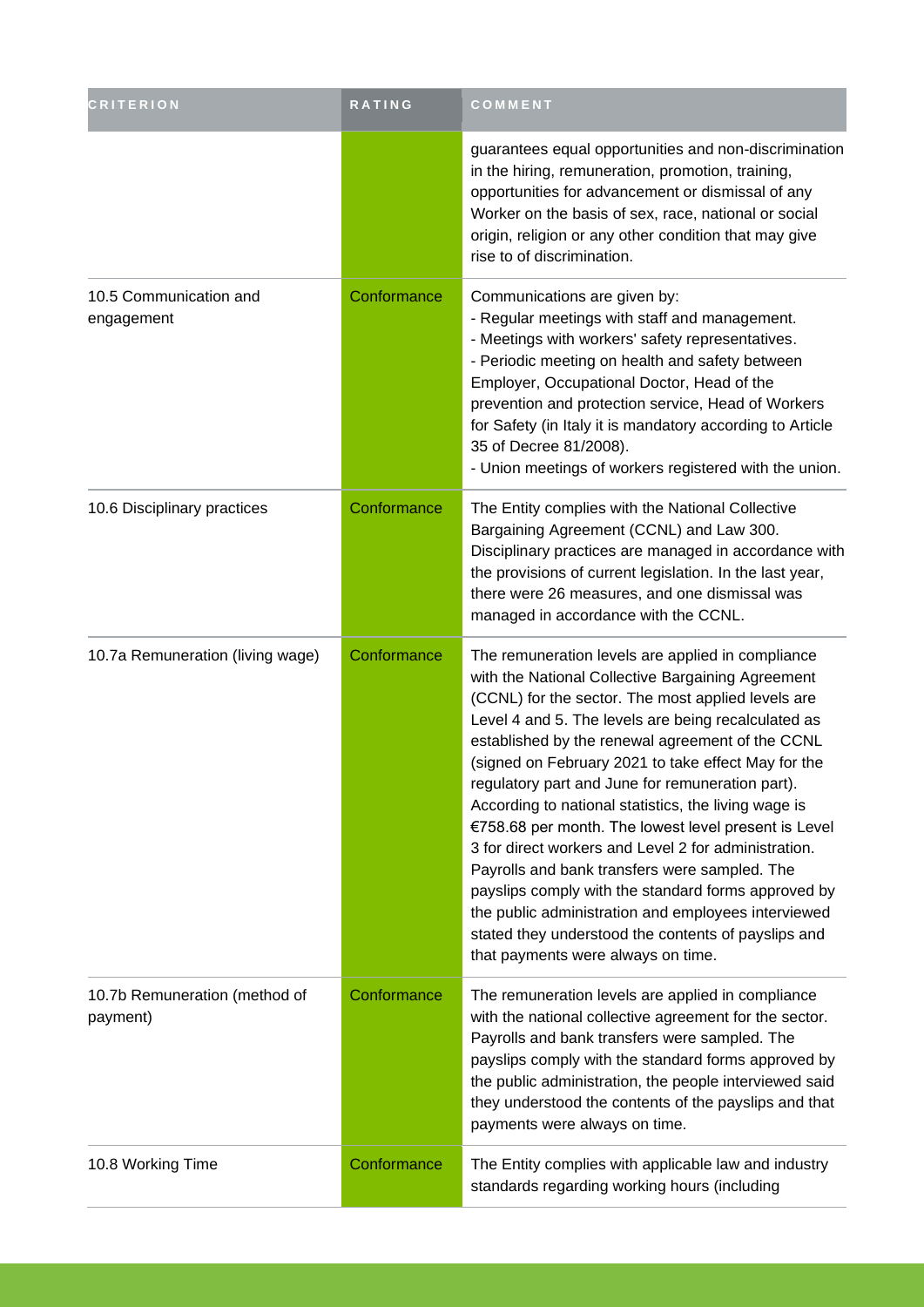| CRITERION | RATING | COMMENT |
|---|---|---|
| | | guarantees equal opportunities and non-discrimination in the hiring, remuneration, promotion, training, opportunities for advancement or dismissal of any Worker on the basis of sex, race, national or social origin, religion or any other condition that may give rise to of discrimination. |
| 10.5 Communication and engagement | Conformance | Communications are given by:<br>- Regular meetings with staff and management.<br>- Meetings with workers' safety representatives.<br>- Periodic meeting on health and safety between Employer, Occupational Doctor, Head of the prevention and protection service, Head of Workers for Safety (in Italy it is mandatory according to Article 35 of Decree 81/2008).<br>- Union meetings of workers registered with the union. |
| 10.6 Disciplinary practices | Conformance | The Entity complies with the National Collective Bargaining Agreement (CCNL) and Law 300. Disciplinary practices are managed in accordance with the provisions of current legislation. In the last year, there were 26 measures, and one dismissal was managed in accordance with the CCNL. |
| 10.7a Remuneration (living wage) | Conformance | The remuneration levels are applied in compliance with the National Collective Bargaining Agreement (CCNL) for the sector. The most applied levels are Level 4 and 5. The levels are being recalculated as established by the renewal agreement of the CCNL (signed on February 2021 to take effect May for the regulatory part and June for remuneration part). According to national statistics, the living wage is €758.68 per month. The lowest level present is Level 3 for direct workers and Level 2 for administration. Payrolls and bank transfers were sampled. The payslips comply with the standard forms approved by the public administration and employees interviewed stated they understood the contents of payslips and that payments were always on time. |
| 10.7b Remuneration (method of payment) | Conformance | The remuneration levels are applied in compliance with the national collective agreement for the sector. Payrolls and bank transfers were sampled. The payslips comply with the standard forms approved by the public administration, the people interviewed said they understood the contents of the payslips and that payments were always on time. |
| 10.8 Working Time | Conformance | The Entity complies with applicable law and industry standards regarding working hours (including |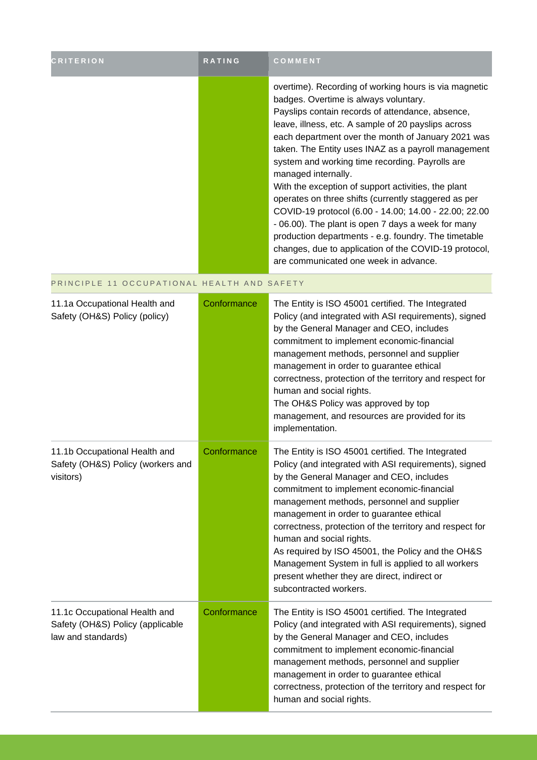| CRITERION | RATING | COMMENT |
| --- | --- | --- |
| | | overtime). Recording of working hours is via magnetic badges. Overtime is always voluntary.<br>Payslips contain records of attendance, absence, leave, illness, etc. A sample of 20 payslips across each department over the month of January 2021 was taken. The Entity uses INAZ as a payroll management system and working time recording. Payrolls are managed internally.<br>With the exception of support activities, the plant operates on three shifts (currently staggered as per COVID-19 protocol (6.00 - 14.00; 14.00 - 22.00; 22.00 - 06.00). The plant is open 7 days a week for many production departments - e.g. foundry. The timetable changes, due to application of the COVID-19 protocol, are communicated one week in advance. |
| **PRINCIPLE 11 OCCUPATIONAL HEALTH AND SAFETY** | | |
| 11.1a Occupational Health and Safety (OH&S) Policy (policy) | Conformance | The Entity is ISO 45001 certified. The Integrated Policy (and integrated with ASI requirements), signed by the General Manager and CEO, includes commitment to implement economic-financial management methods, personnel and supplier management in order to guarantee ethical correctness, protection of the territory and respect for human and social rights.<br>The OH&S Policy was approved by top management, and resources are provided for its implementation. |
| 11.1b Occupational Health and Safety (OH&S) Policy (workers and visitors) | Conformance | The Entity is ISO 45001 certified. The Integrated Policy (and integrated with ASI requirements), signed by the General Manager and CEO, includes commitment to implement economic-financial management methods, personnel and supplier management in order to guarantee ethical correctness, protection of the territory and respect for human and social rights.<br>As required by ISO 45001, the Policy and the OH&S Management System in full is applied to all workers present whether they are direct, indirect or subcontracted workers. |
| 11.1c Occupational Health and Safety (OH&S) Policy (applicable law and standards) | Conformance | The Entity is ISO 45001 certified. The Integrated Policy (and integrated with ASI requirements), signed by the General Manager and CEO, includes commitment to implement economic-financial management methods, personnel and supplier management in order to guarantee ethical correctness, protection of the territory and respect for human and social rights. |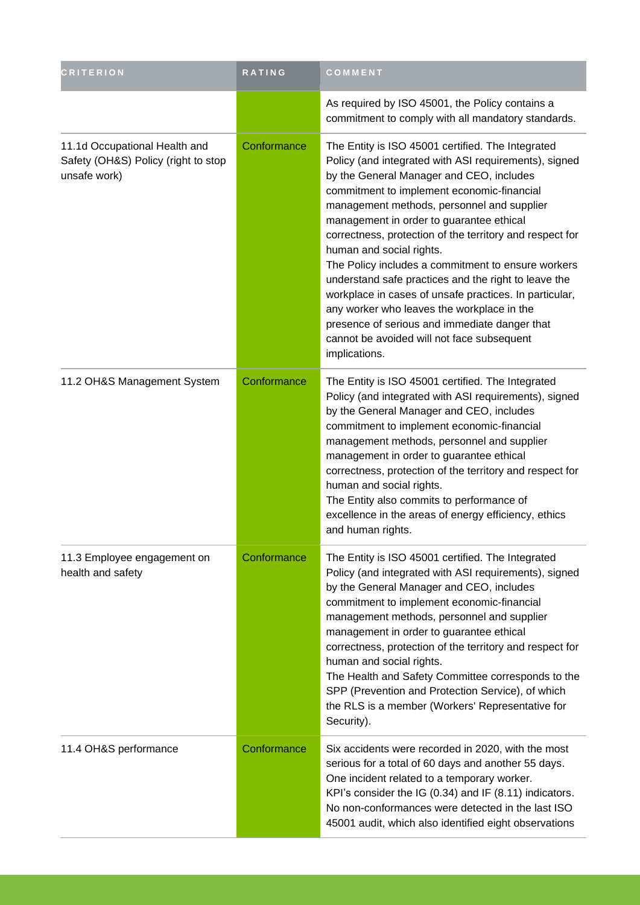| CRITERION | RATING | COMMENT |
| --- | --- | --- |
| | | As required by ISO 45001, the Policy contains a commitment to comply with all mandatory standards. |
| 11.1d Occupational Health and Safety (OH&S) Policy (right to stop unsafe work) | Conformance | The Entity is ISO 45001 certified. The Integrated Policy (and integrated with ASI requirements), signed by the General Manager and CEO, includes commitment to implement economic-financial management methods, personnel and supplier management in order to guarantee ethical correctness, protection of the territory and respect for human and social rights.<br>The Policy includes a commitment to ensure workers understand safe practices and the right to leave the workplace in cases of unsafe practices. In particular, any worker who leaves the workplace in the presence of serious and immediate danger that cannot be avoided will not face subsequent implications. |
| 11.2 OH&S Management System | Conformance | The Entity is ISO 45001 certified. The Integrated Policy (and integrated with ASI requirements), signed by the General Manager and CEO, includes commitment to implement economic-financial management methods, personnel and supplier management in order to guarantee ethical correctness, protection of the territory and respect for human and social rights.<br>The Entity also commits to performance of excellence in the areas of energy efficiency, ethics and human rights. |
| 11.3 Employee engagement on health and safety | Conformance | The Entity is ISO 45001 certified. The Integrated Policy (and integrated with ASI requirements), signed by the General Manager and CEO, includes commitment to implement economic-financial management methods, personnel and supplier management in order to guarantee ethical correctness, protection of the territory and respect for human and social rights.<br>The Health and Safety Committee corresponds to the SPP (Prevention and Protection Service), of which the RLS is a member (Workers' Representative for Security). |
| 11.4 OH&S performance | Conformance | Six accidents were recorded in 2020, with the most serious for a total of 60 days and another 55 days. One incident related to a temporary worker.<br>KPI's consider the IG (0.34) and IF (8.11) indicators. No non-conformances were detected in the last ISO 45001 audit, which also identified eight observations |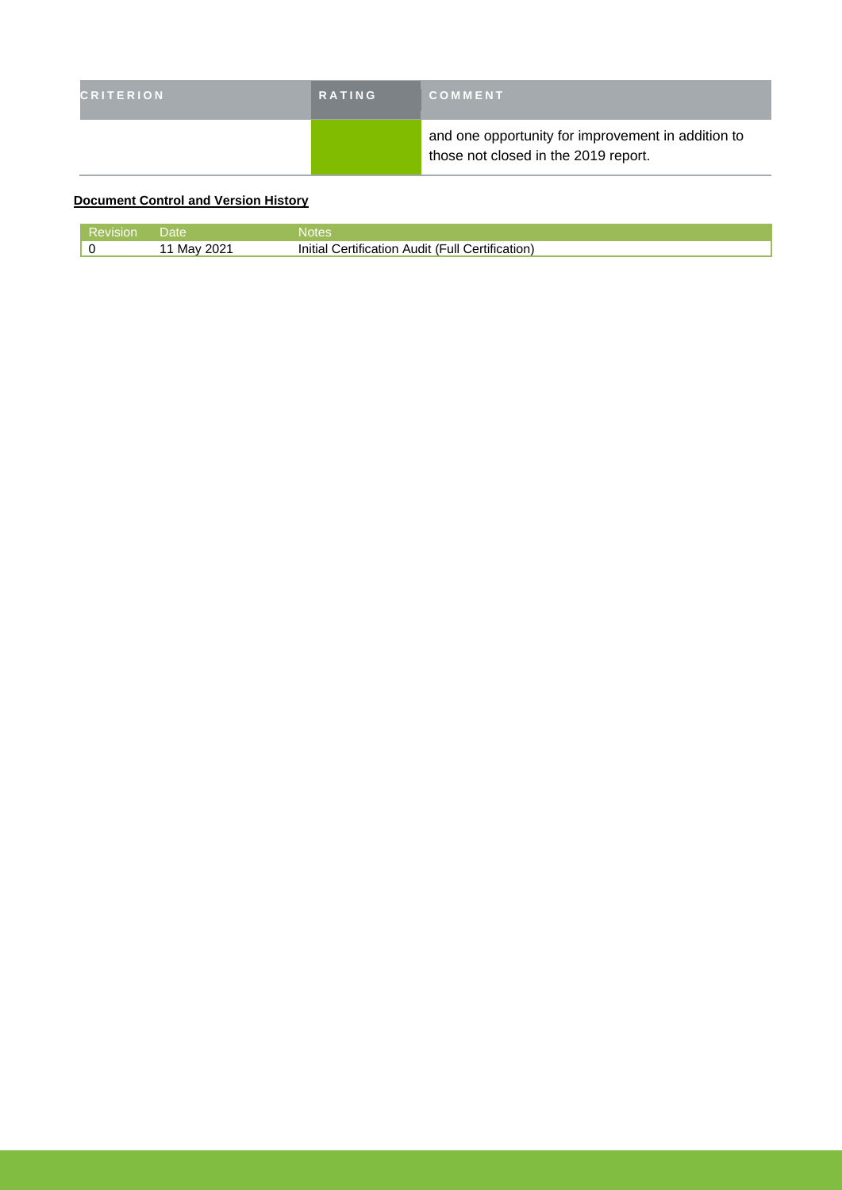| CRITERION | RATING | COMMENT |
| --- | --- | --- |
| | | and one opportunity for improvement in addition to those not closed in the 2019 report. |

**Document Control and Version History**

| Revision | Date | Notes |
| --- | --- | --- |
| 0 | 11 May 2021 | Initial Certification Audit (Full Certification) |